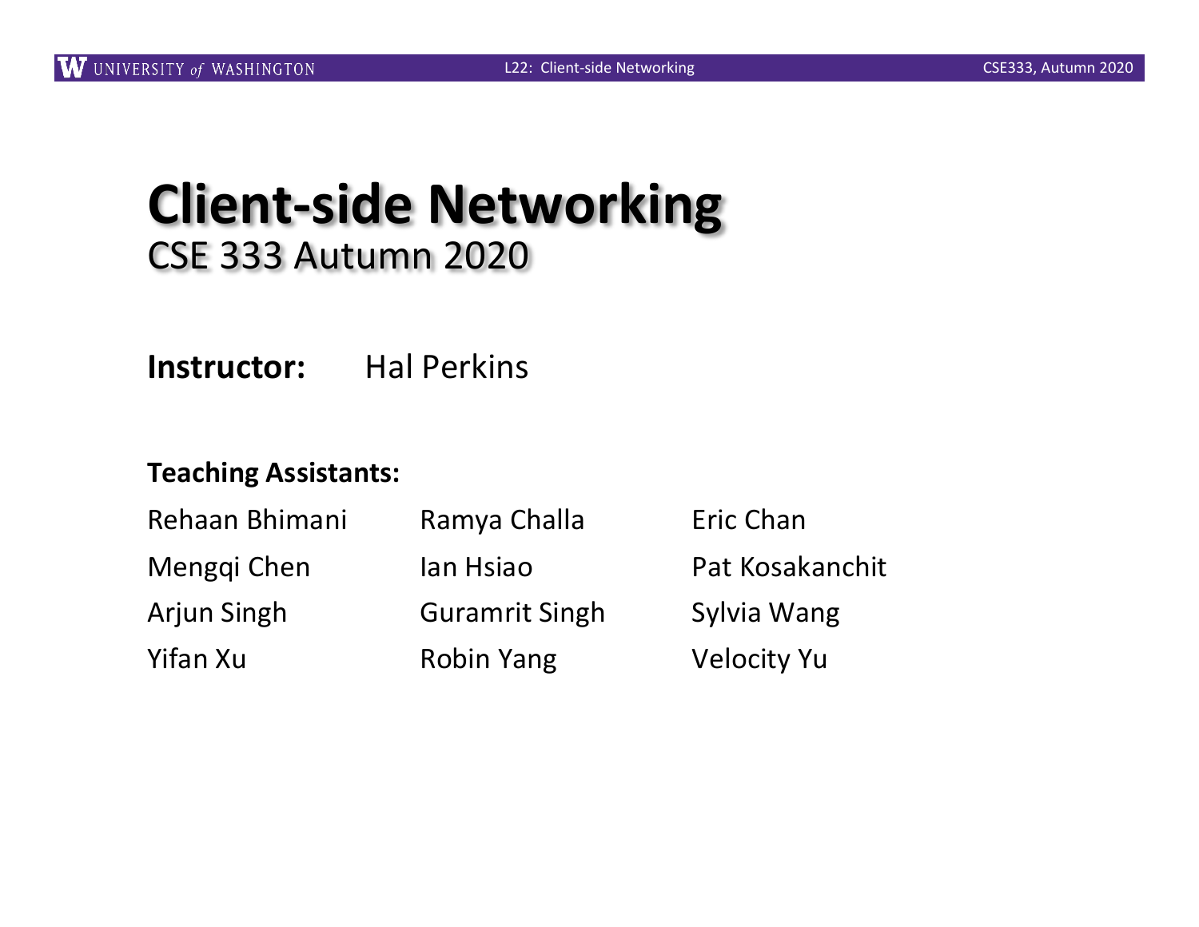# Client-side Networking

CSE 333 Autumn 2020

**Instructor:** Hal Perkins

**Teaching Assistants:**

| | | |
|---|---|---|
| Rehaan Bhimani | Ramya Challa | Eric Chan |
| Mengqi Chen | Ian Hsiao | Pat Kosakanchit |
| Arjun Singh | Guramrit Singh | Sylvia Wang |
| Yifan Xu | Robin Yang | Velocity Yu |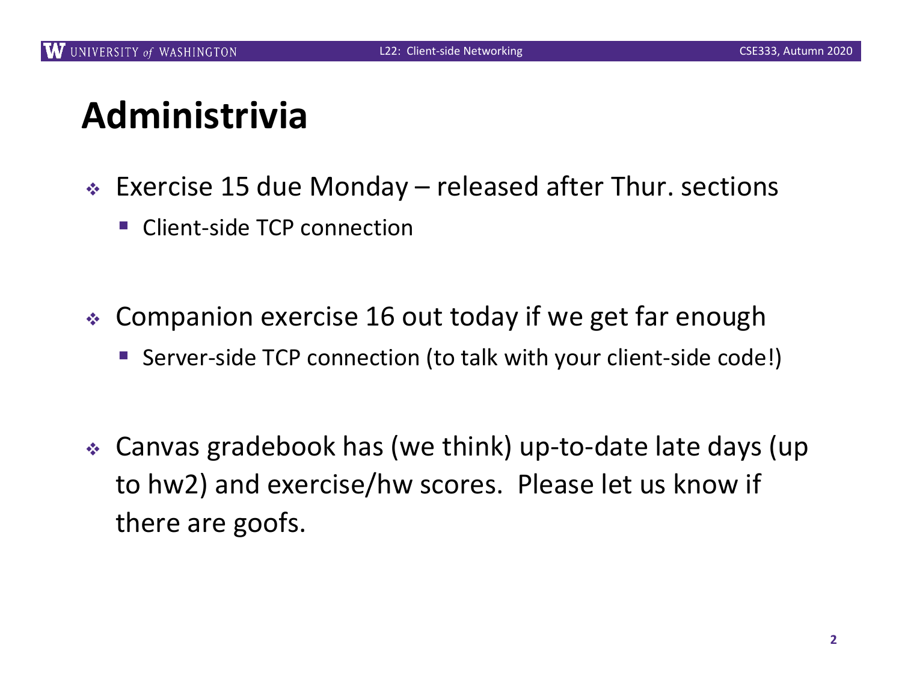# Administrivia

- Exercise 15 due Monday – released after Thur. sections
  - Client-side TCP connection

- Companion exercise 16 out today if we get far enough
  - Server-side TCP connection (to talk with your client-side code!)

- Canvas gradebook has (we think) up-to-date late days (up to hw2) and exercise/hw scores. Please let us know if there are goofs.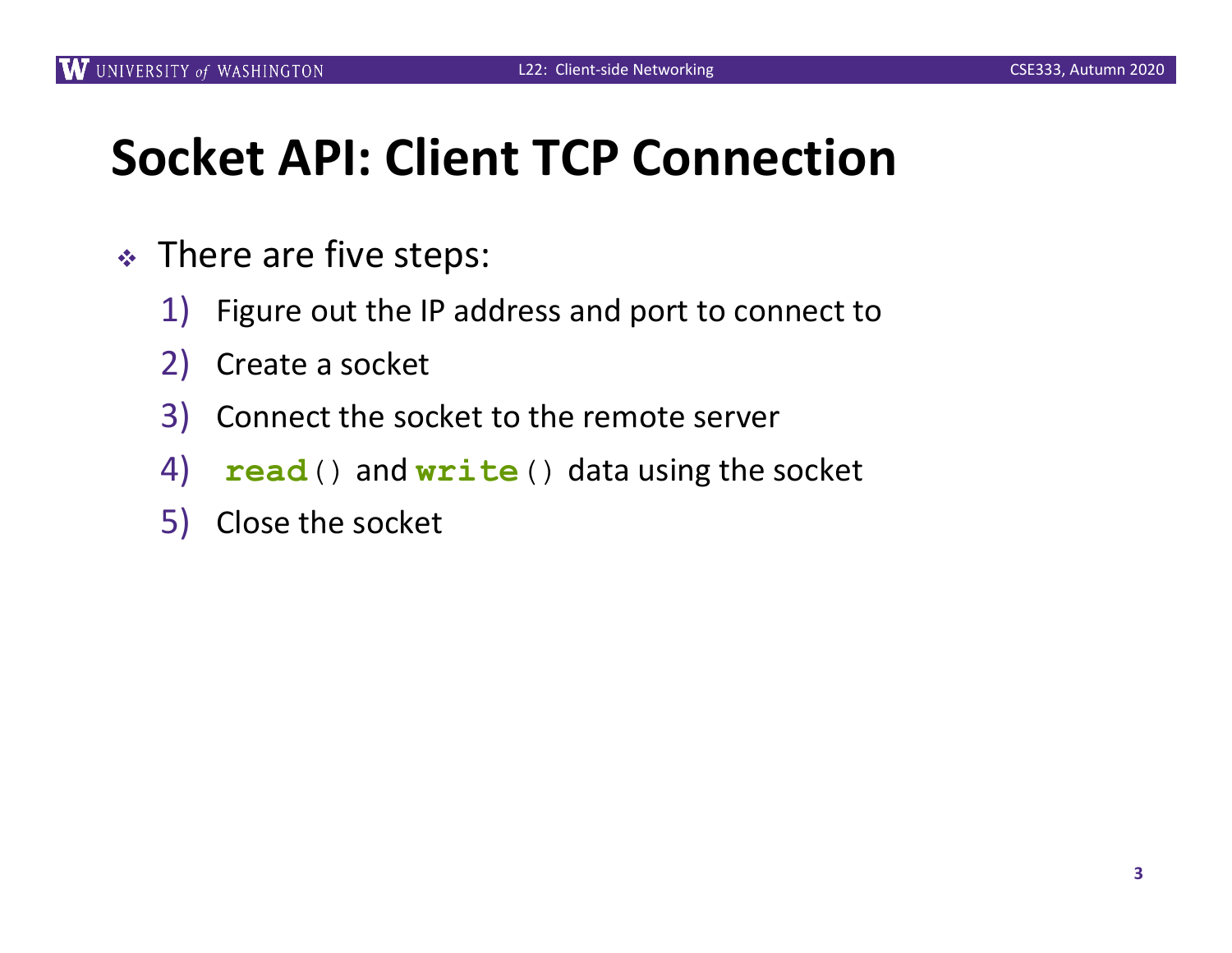# Socket API: Client TCP Connection

- There are five steps:
  1) Figure out the IP address and port to connect to
  2) Create a socket
  3) Connect the socket to the remote server
  4) `read()` and `write()` data using the socket
  5) Close the socket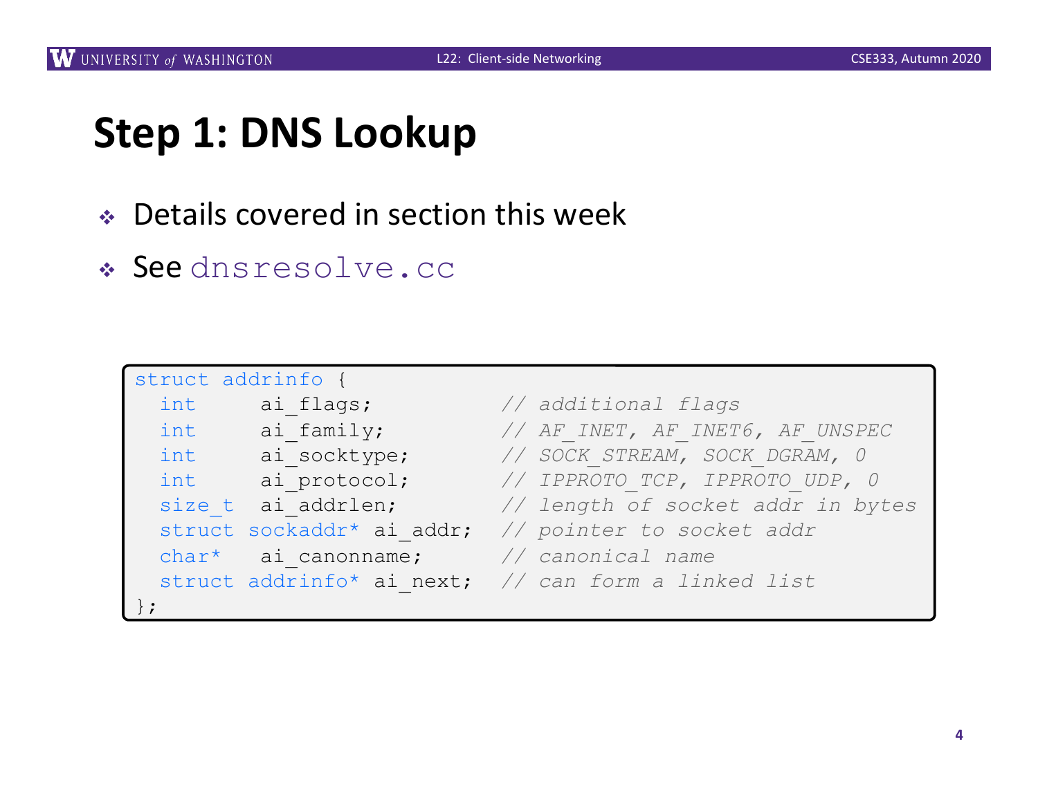# Step 1: DNS Lookup

- Details covered in section this week
- See `dnsresolve.cc`

```
struct addrinfo {
  int     ai_flags;          // additional flags
  int     ai_family;         // AF_INET, AF_INET6, AF_UNSPEC
  int     ai_socktype;       // SOCK_STREAM, SOCK_DGRAM, 0
  int     ai_protocol;       // IPPROTO_TCP, IPPROTO_UDP, 0
  size_t  ai_addrlen;        // length of socket addr in bytes
  struct sockaddr* ai_addr;  // pointer to socket addr
  char*   ai_canonname;      // canonical name
  struct addrinfo* ai_next;  // can form a linked list
};
```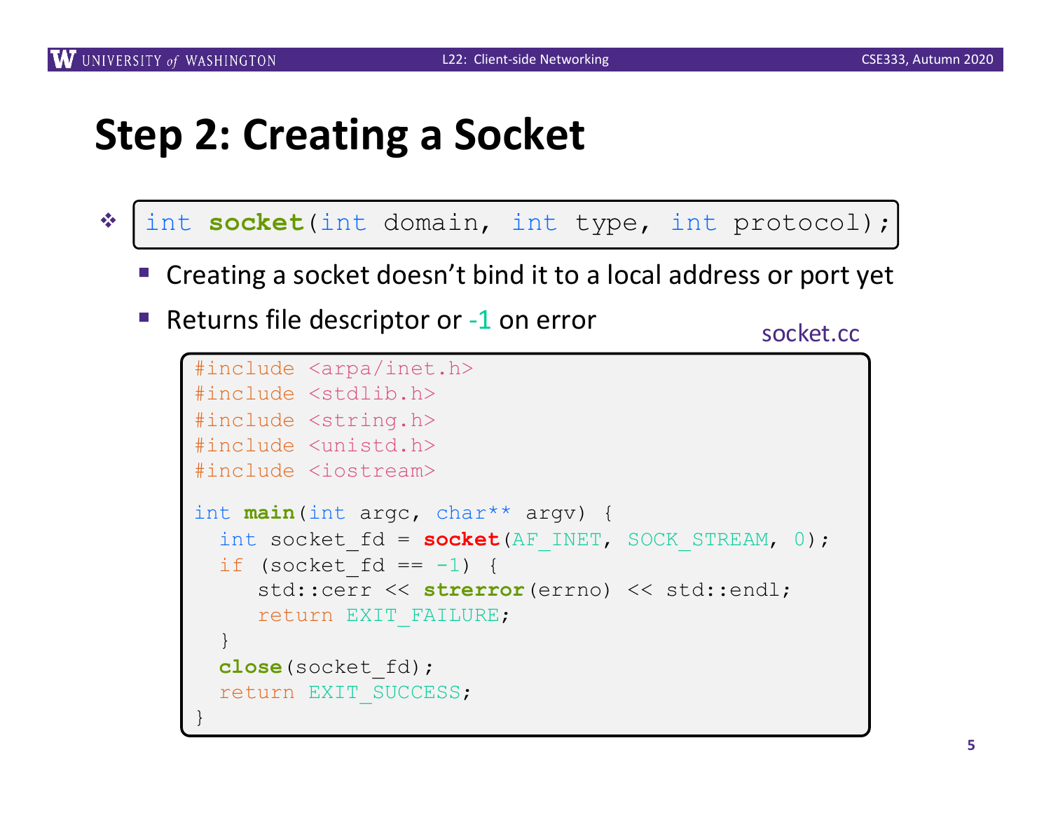# Step 2: Creating a Socket

- `int socket(int domain, int type, int protocol);`
  - Creating a socket doesn't bind it to a local address or port yet
  - Returns file descriptor or -1 on error

socket.cc

```
#include <arpa/inet.h>
#include <stdlib.h>
#include <string.h>
#include <unistd.h>
#include <iostream>

int main(int argc, char** argv) {
  int socket_fd = socket(AF_INET, SOCK_STREAM, 0);
  if (socket_fd == -1) {
     std::cerr << strerror(errno) << std::endl;
     return EXIT_FAILURE;
  }
  close(socket_fd);
  return EXIT_SUCCESS;
}
```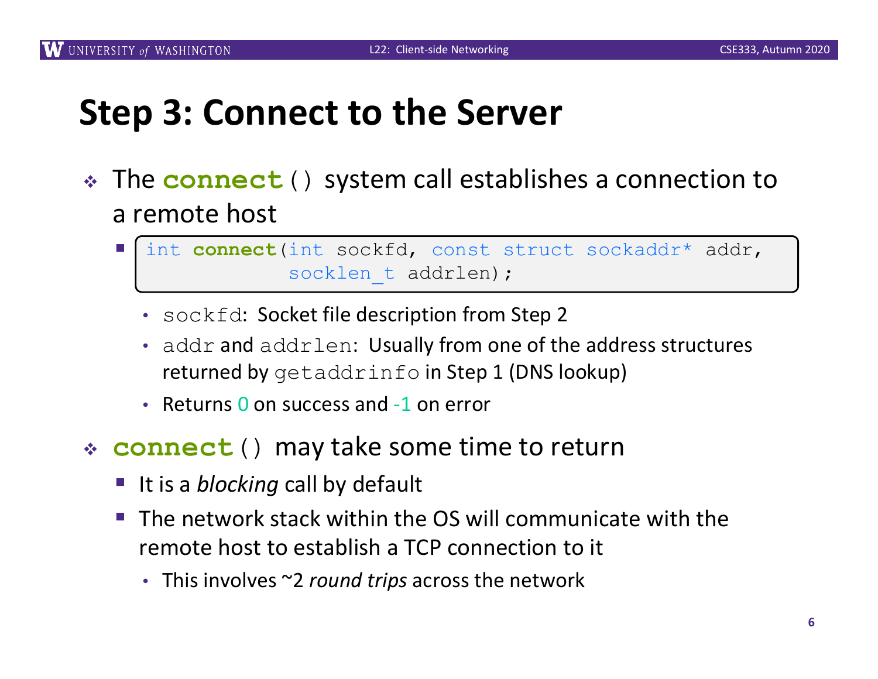# Step 3: Connect to the Server

- The `connect()` system call establishes a connection to a remote host
  - ```
    int connect(int sockfd, const struct sockaddr* addr,
                socklen_t addrlen);
    ```
    - `sockfd`: Socket file description from Step 2
    - `addr` and `addrlen`: Usually from one of the address structures returned by `getaddrinfo` in Step 1 (DNS lookup)
    - Returns 0 on success and -1 on error
- `connect()` may take some time to return
  - It is a *blocking* call by default
  - The network stack within the OS will communicate with the remote host to establish a TCP connection to it
    - This involves ~2 *round trips* across the network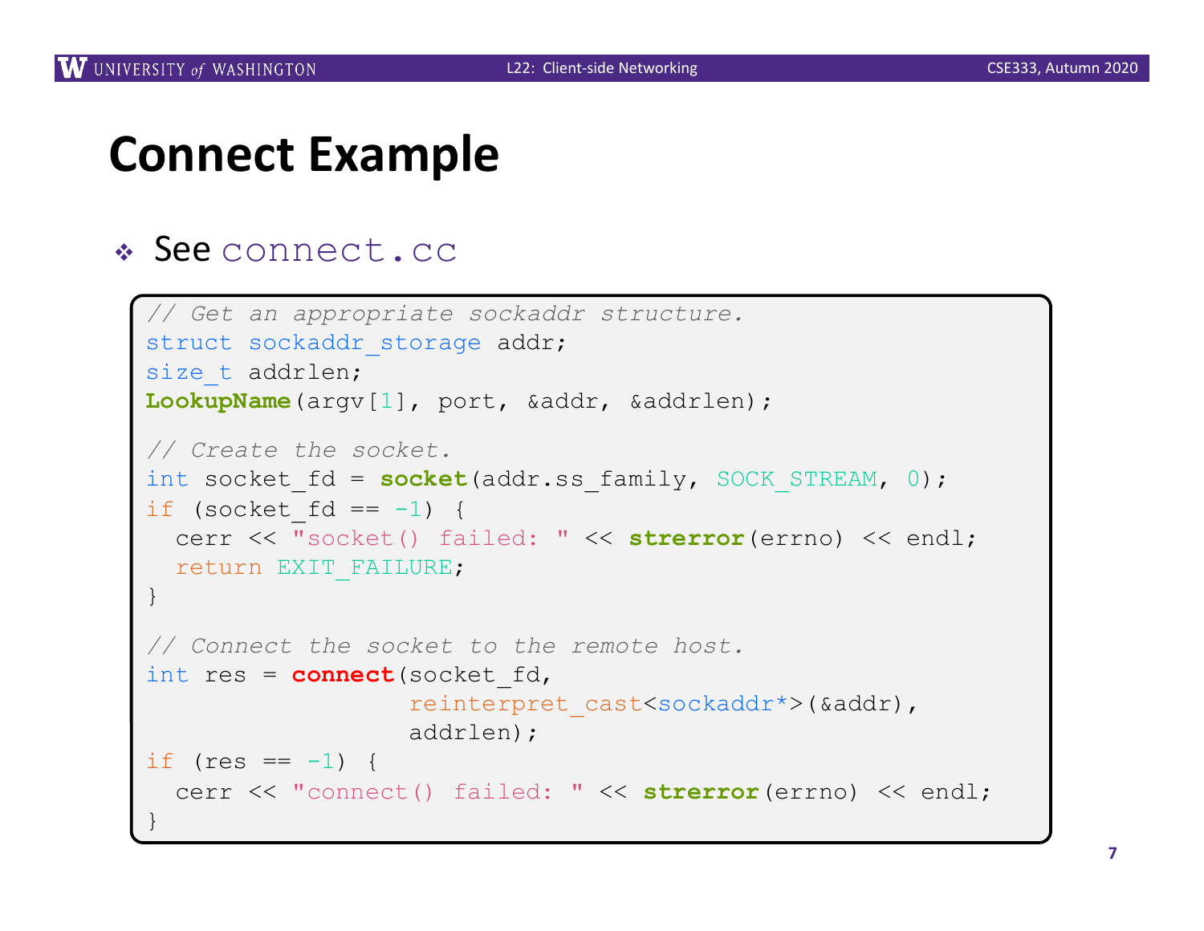# Connect Example

- See `connect.cc`

```
// Get an appropriate sockaddr structure.
struct sockaddr_storage addr;
size_t addrlen;
LookupName(argv[1], port, &addr, &addrlen);

// Create the socket.
int socket_fd = socket(addr.ss_family, SOCK_STREAM, 0);
if (socket_fd == -1) {
  cerr << "socket() failed: " << strerror(errno) << endl;
  return EXIT_FAILURE;
}

// Connect the socket to the remote host.
int res = connect(socket_fd,
                  reinterpret_cast<sockaddr*>(&addr),
                  addrlen);
if (res == -1) {
  cerr << "connect() failed: " << strerror(errno) << endl;
}
```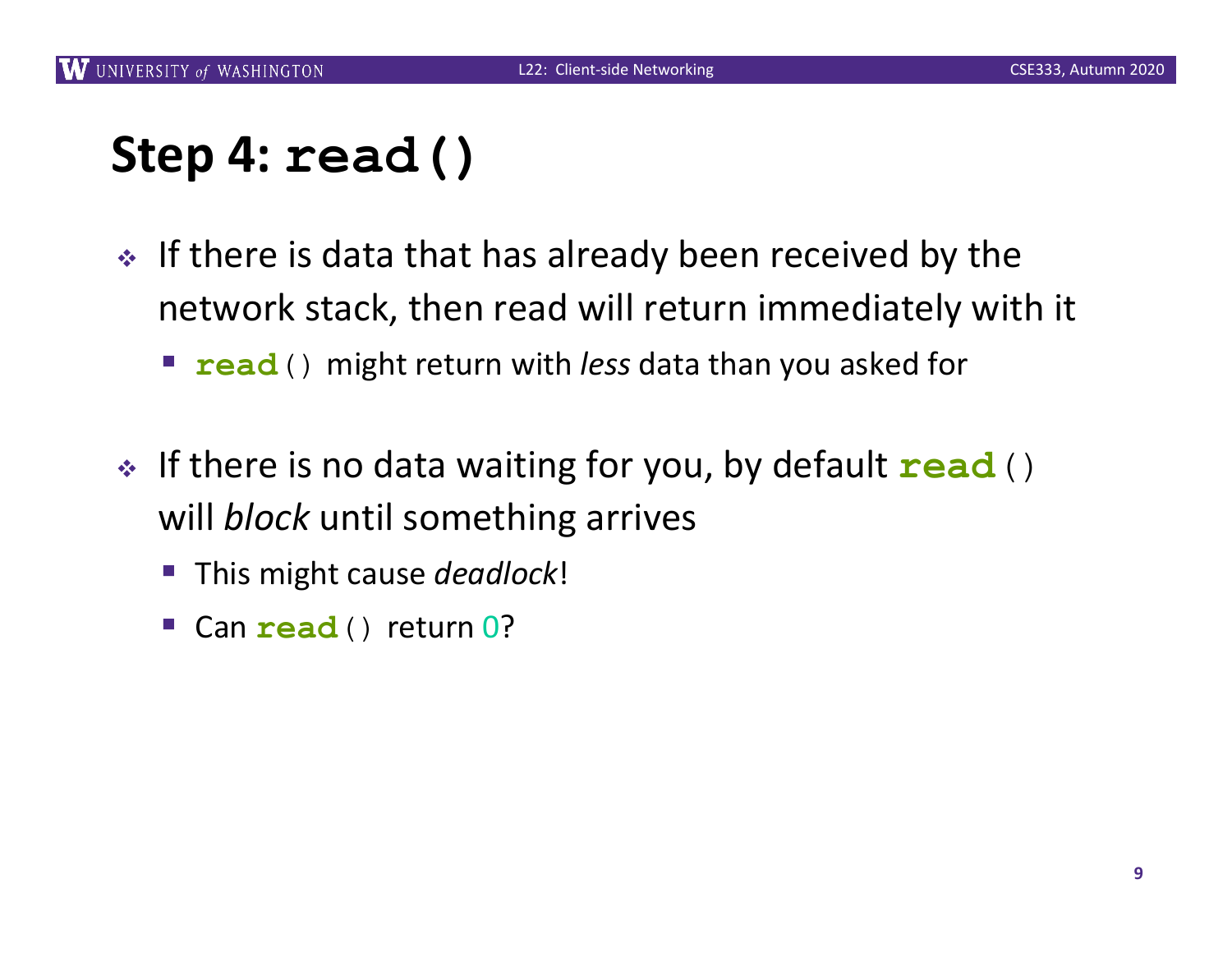# Step 4: `read()`

- If there is data that has already been received by the network stack, then read will return immediately with it
  - `read()` might return with *less* data than you asked for
- If there is no data waiting for you, by default `read()` will *block* until something arrives
  - This might cause *deadlock*!
  - Can `read()` return 0?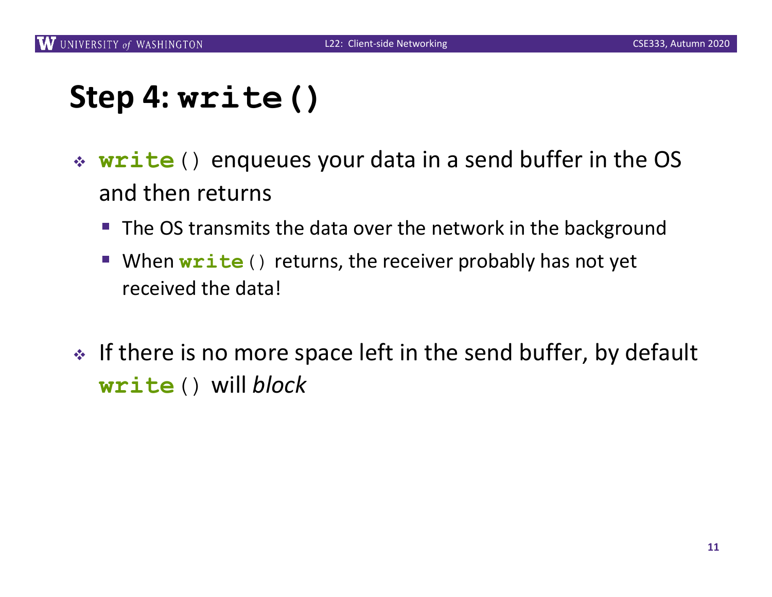# Step 4: `write()`

- **`write`**`()` enqueues your data in a send buffer in the OS and then returns
  - The OS transmits the data over the network in the background
  - When **`write`**`()` returns, the receiver probably has not yet received the data!

- If there is no more space left in the send buffer, by default **`write`**`()` will *block*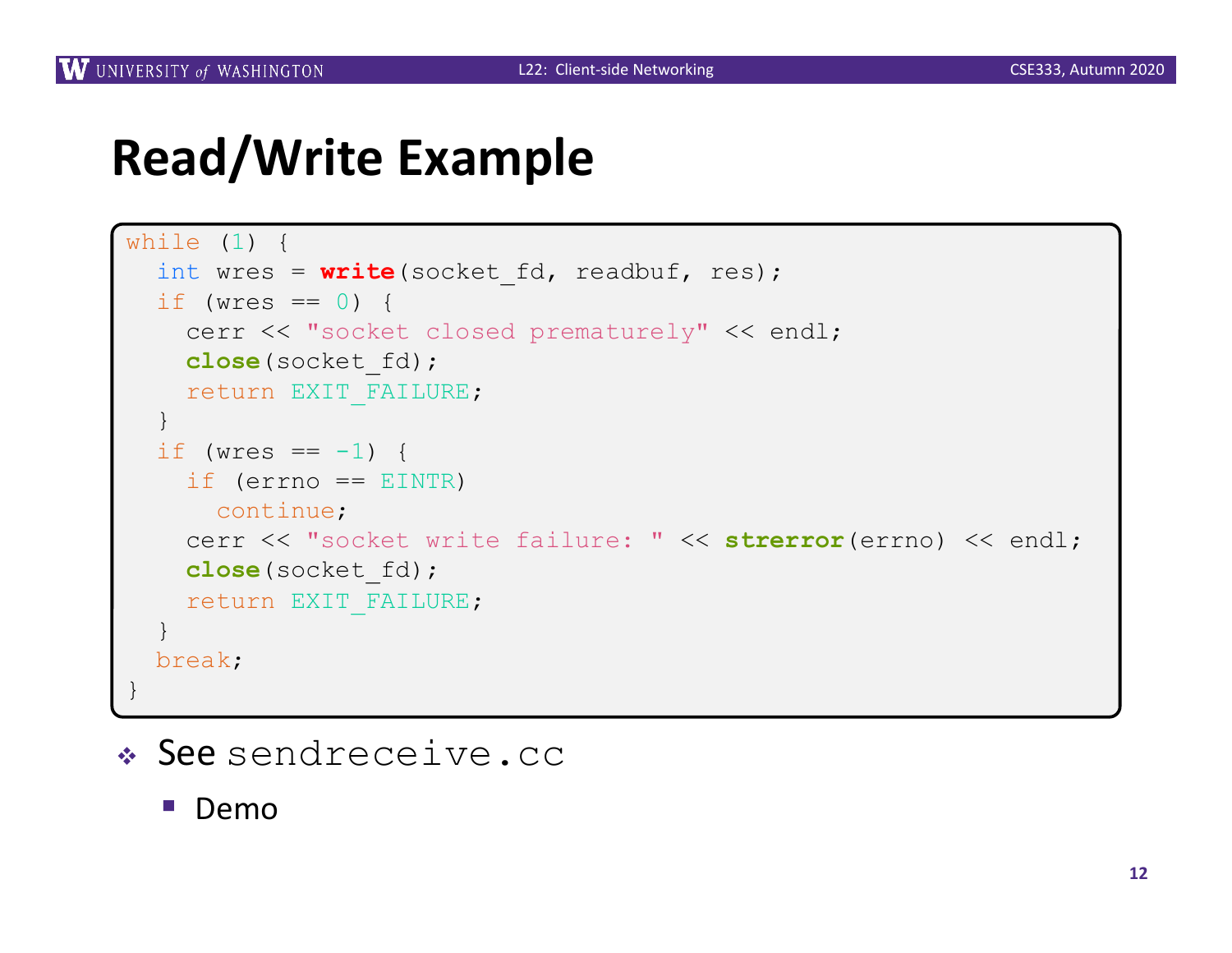# Read/Write Example

```
while (1) {
  int wres = write(socket_fd, readbuf, res);
  if (wres == 0) {
    cerr << "socket closed prematurely" << endl;
    close(socket_fd);
    return EXIT_FAILURE;
  }
  if (wres == -1) {
    if (errno == EINTR)
      continue;
    cerr << "socket write failure: " << strerror(errno) << endl;
    close(socket_fd);
    return EXIT_FAILURE;
  }
  break;
}
```

- See `sendreceive.cc`
  - Demo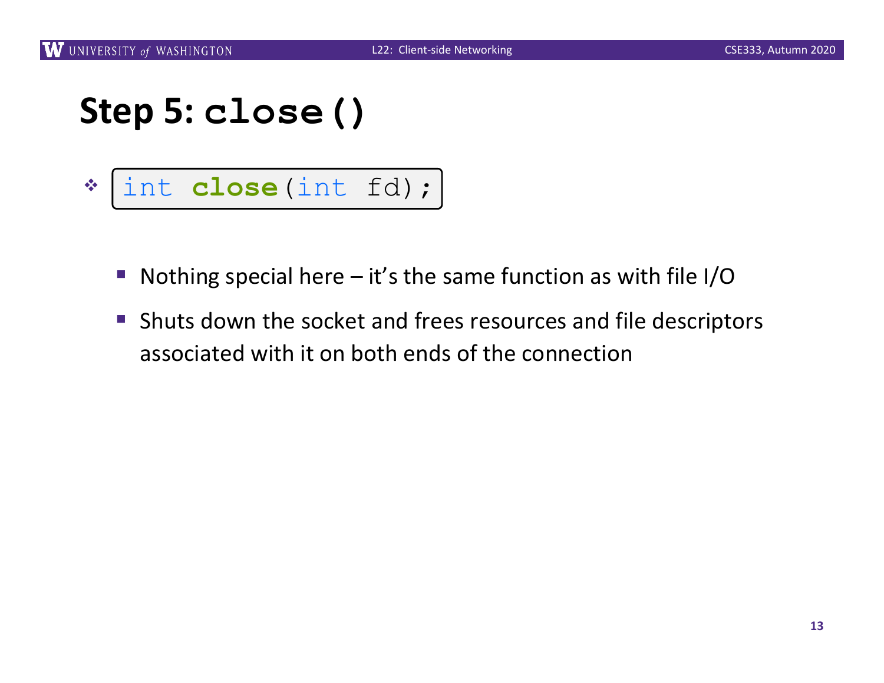# Step 5: `close()`

- ```
  int close(int fd);
  ```

  - Nothing special here – it's the same function as with file I/O
  - Shuts down the socket and frees resources and file descriptors associated with it on both ends of the connection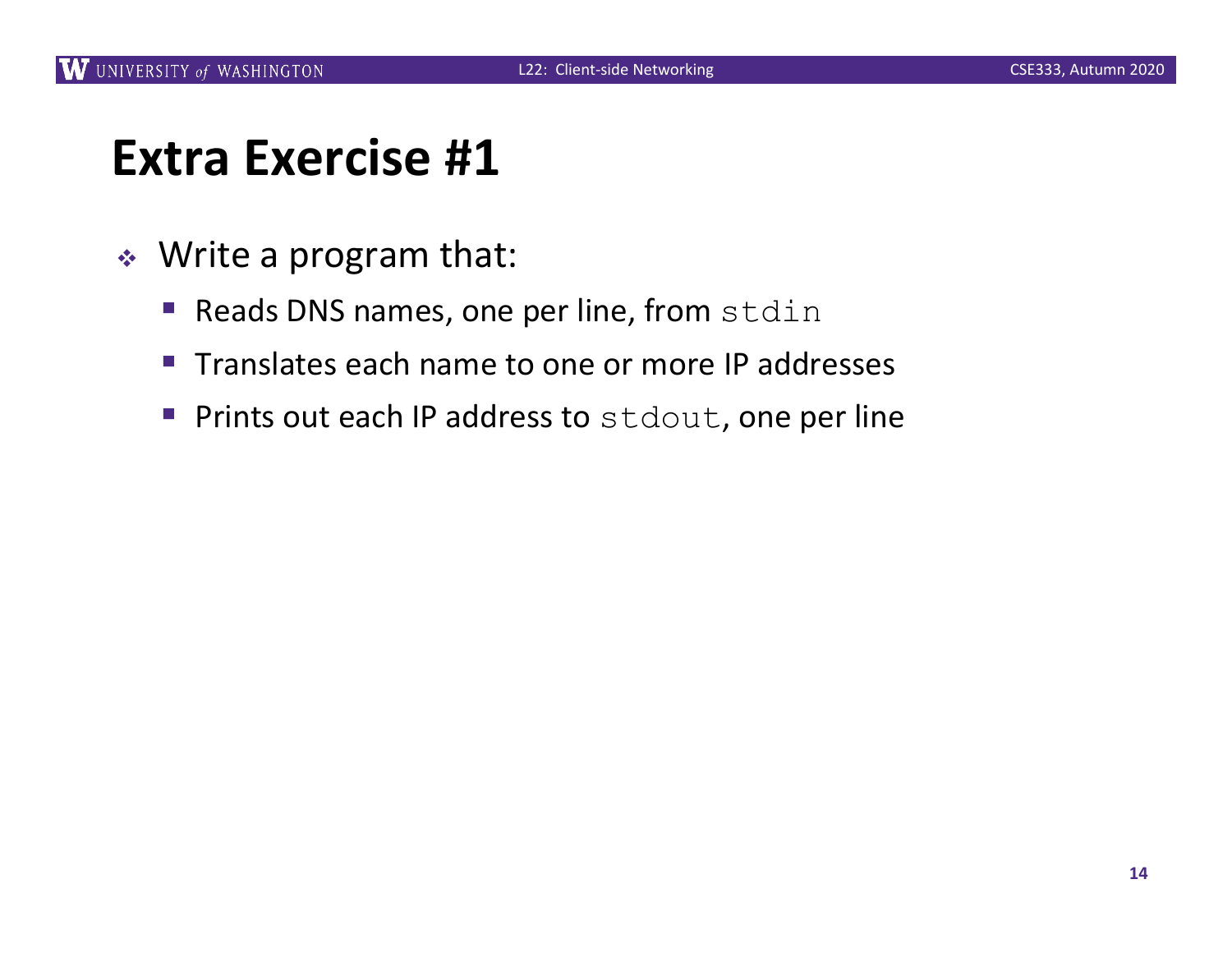# Extra Exercise #1

- Write a program that:
  - Reads DNS names, one per line, from `stdin`
  - Translates each name to one or more IP addresses
  - Prints out each IP address to `stdout`, one per line